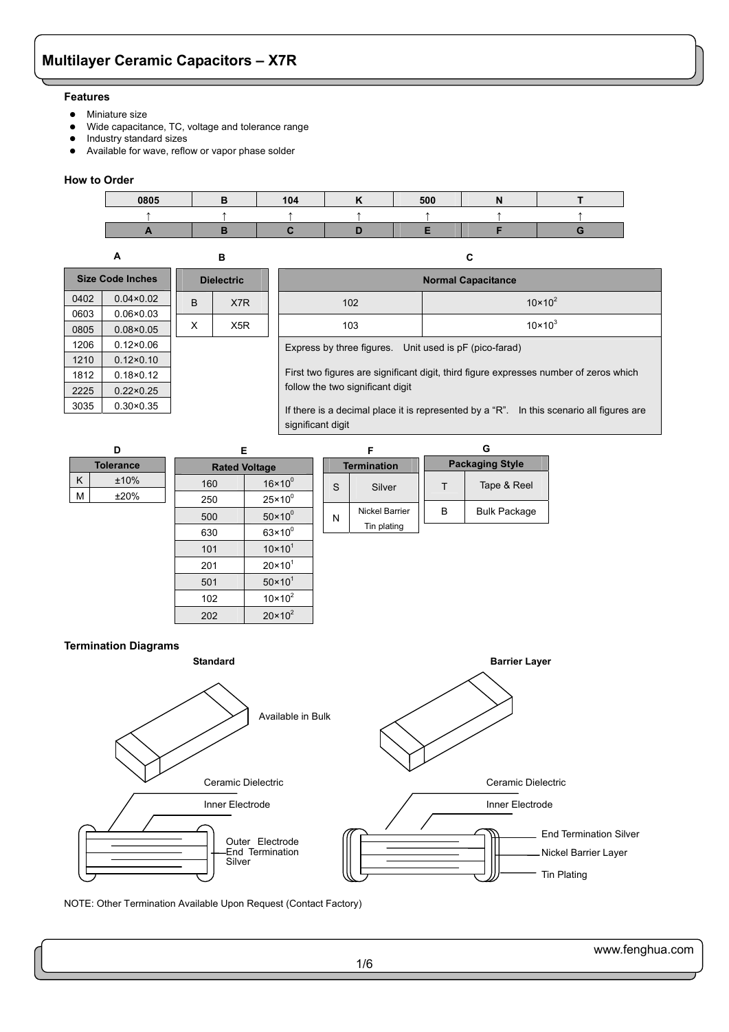# Multilayer Ceramic Capacitors – X7R

### Features

- Miniature size
- Wide capacitance, TC, voltage and tolerance range
- Industry standard sizes
- Available for wave, reflow or vapor phase solder

### How to Order

| 0805 | B | 104 | K | 500 | N | T |
|---|---|---|---|---|---|---|
| ↑ | ↑ | ↑ | ↑ | ↑ | ↑ | ↑ |
| A | B | C | D | E | F | G |

**A**

| Size Code Inches | |
|---|---|
| 0402 | 0.04×0.02 |
| 0603 | 0.06×0.03 |
| 0805 | 0.08×0.05 |
| 1206 | 0.12×0.06 |
| 1210 | 0.12×0.10 |
| 1812 | 0.18×0.12 |
| 2225 | 0.22×0.25 |
| 3035 | 0.30×0.35 |

**B**

| Dielectric | |
|---|---|
| B | X7R |
| X | X5R |

**C**

| Normal Capacitance | |
|---|---|
| 102 | $10\times10^2$ |
| 103 | $10\times10^3$ |

Express by three figures. Unit used is pF (pico-farad)

First two figures are significant digit, third figure expresses number of zeros which follow the two significant digit

If there is a decimal place it is represented by a "R". In this scenario all figures are significant digit

**D**

| Tolerance | |
|---|---|
| K | ±10% |
| M | ±20% |

**E**

| Rated Voltage | |
|---|---|
| 160 | $16\times10^0$ |
| 250 | $25\times10^0$ |
| 500 | $50\times10^0$ |
| 630 | $63\times10^0$ |
| 101 | $10\times10^1$ |
| 201 | $20\times10^1$ |
| 501 | $50\times10^1$ |
| 102 | $10\times10^2$ |
| 202 | $20\times10^2$ |

**F**

| Termination | |
|---|---|
| S | Silver |
| N | Nickel Barrier Tin plating |

**G**

| Packaging Style | |
|---|---|
| T | Tape & Reel |
| B | Bulk Package |

### Termination Diagrams

**Standard**

Available in Bulk

Ceramic Dielectric

Inner Electrode

Outer Electrode End Termination Silver

**Barrier Layer**

Ceramic Dielectric

Inner Electrode

End Termination Silver

Nickel Barrier Layer

Tin Plating

NOTE: Other Termination Available Upon Request (Contact Factory)

www.fenghua.com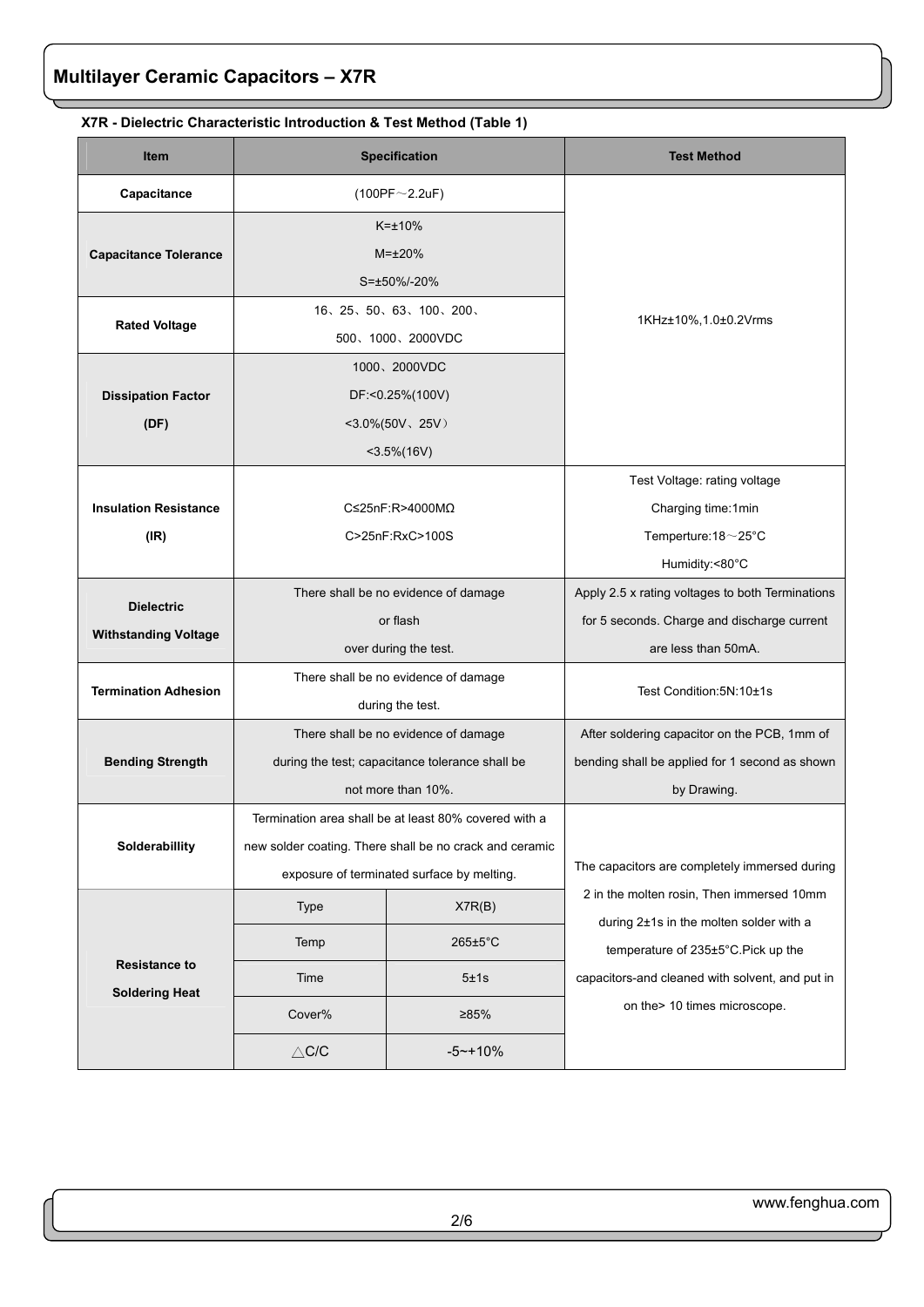# Multilayer Ceramic Capacitors – X7R

**X7R - Dielectric Characteristic Introduction & Test Method (Table 1)**

| Item | Specification | | Test Method |
|---|---|---|---|
| **Capacitance** | (100PF～2.2uF) | | 1KHz±10%,1.0±0.2Vrms |
| **Capacitance Tolerance** | K=±10%<br>M=±20%<br>S=±50%/-20% | | |
| **Rated Voltage** | 16、25、50、63、100、200、<br>500、1000、2000VDC | | |
| **Dissipation Factor (DF)** | 1000、2000VDC<br>DF:<0.25%(100V)<br><3.0%(50V、25V）<br><3.5%(16V) | | |
| **Insulation Resistance (IR)** | C≤25nF:R>4000MΩ<br>C>25nF:RxC>100S | | Test Voltage: rating voltage<br>Charging time:1min<br>Temperture:18～25°C<br>Humidity:<80°C |
| **Dielectric Withstanding Voltage** | There shall be no evidence of damage or flash over during the test. | | Apply 2.5 x rating voltages to both Terminations for 5 seconds. Charge and discharge current are less than 50mA. |
| **Termination Adhesion** | There shall be no evidence of damage during the test. | | Test Condition:5N:10±1s |
| **Bending Strength** | There shall be no evidence of damage during the test; capacitance tolerance shall be not more than 10%. | | After soldering capacitor on the PCB, 1mm of bending shall be applied for 1 second as shown by Drawing. |
| **Solderabillity** | Termination area shall be at least 80% covered with a new solder coating. There shall be no crack and ceramic exposure of terminated surface by melting. | | The capacitors are completely immersed during 2 in the molten rosin, Then immersed 10mm during 2±1s in the molten solder with a temperature of 235±5°C.Pick up the capacitors-and cleaned with solvent, and put in on the> 10 times microscope. |
| **Resistance to Soldering Heat** | Type | X7R(B) | |
| | Temp | 265±5°C | |
| | Time | 5±1s | |
| | Cover% | ≥85% | |
| | △C/C | -5~+10% | |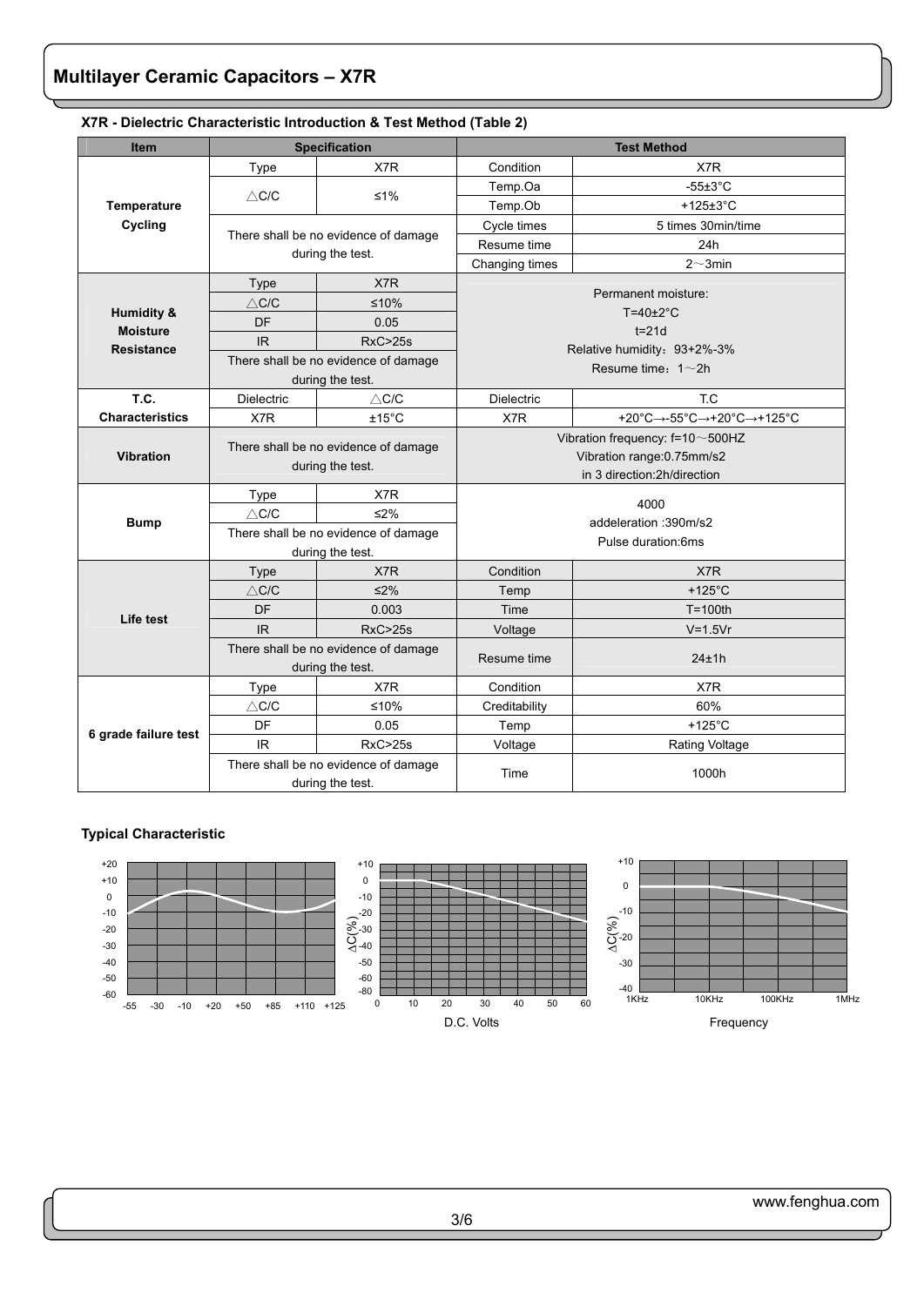# Multilayer Ceramic Capacitors – X7R

## X7R - Dielectric Characteristic Introduction & Test Method (Table 2)

| Item | Specification | | Test Method | |
|---|---|---|---|---|
| Temperature Cycling | Type | X7R | Condition | X7R |
| | △C/C | ≤1% | Temp.Oa | -55±3°C |
| | | | Temp.Ob | +125±3°C |
| | There shall be no evidence of damage during the test. | | Cycle times | 5 times 30min/time |
| | | | Resume time | 24h |
| | | | Changing times | 2～3min |
| Humidity & Moisture Resistance | Type | X7R | Permanent moisture: T=40±2°C t=21d Relative humidity：93+2%-3% Resume time：1～2h | |
| | △C/C | ≤10% | | |
| | DF | 0.05 | | |
| | IR | RxC>25s | | |
| | There shall be no evidence of damage during the test. | | | |
| T.C. Characteristics | Dielectric | △C/C | Dielectric | T.C |
| | X7R | ±15°C | X7R | +20°C→-55°C→+20°C→+125°C |
| Vibration | There shall be no evidence of damage during the test. | | Vibration frequency: f=10～500HZ Vibration range:0.75mm/s2 in 3 direction:2h/direction | |
| Bump | Type | X7R | 4000 addeleration :390m/s2 Pulse duration:6ms | |
| | △C/C | ≤2% | | |
| | There shall be no evidence of damage during the test. | | | |
| Life test | Type | X7R | Condition | X7R |
| | △C/C | ≤2% | Temp | +125°C |
| | DF | 0.003 | Time | T=100th |
| | IR | RxC>25s | Voltage | V=1.5Vr |
| | There shall be no evidence of damage during the test. | | Resume time | 24±1h |
| 6 grade failure test | Type | X7R | Condition | X7R |
| | △C/C | ≤10% | Creditability | 60% |
| | DF | 0.05 | Temp | +125°C |
| | IR | RxC>25s | Voltage | Rating Voltage |
| | There shall be no evidence of damage during the test. | | Time | 1000h |

## Typical Characteristic

D.C. Volts

Frequency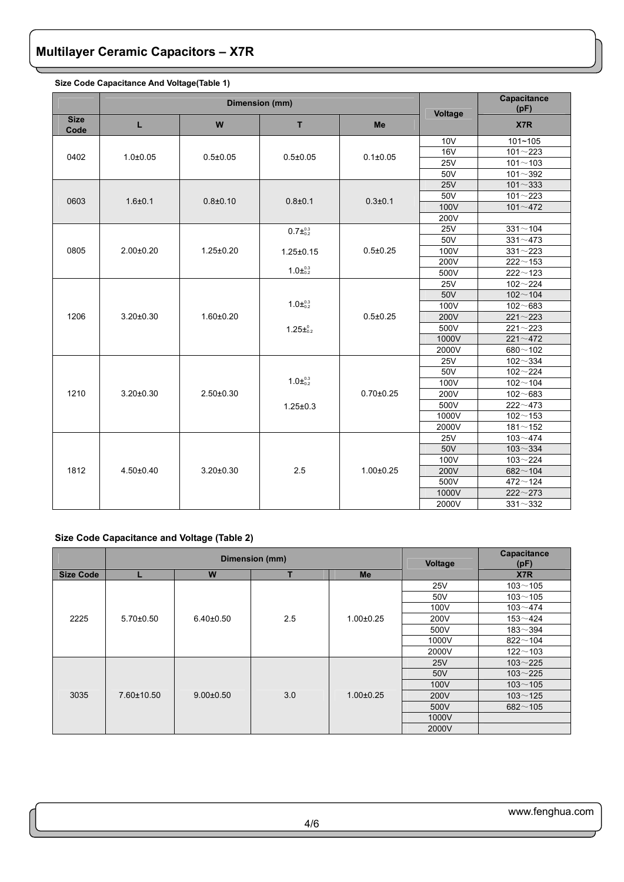# Multilayer Ceramic Capacitors – X7R

**Size Code Capacitance And Voltage(Table 1)**

| | Dimension (mm) | | | | Voltage | Capacitance (pF) |
|---|---|---|---|---|---|---|
| Size Code | L | W | T | Me | | X7R |
| 0402 | 1.0±0.05 | 0.5±0.05 | 0.5±0.05 | 0.1±0.05 | 10V | 101~105 |
| | | | | | 16V | 101～223 |
| | | | | | 25V | 101～103 |
| | | | | | 50V | 101～392 |
| 0603 | 1.6±0.1 | 0.8±0.10 | 0.8±0.1 | 0.3±0.1 | 25V | 101～333 |
| | | | | | 50V | 101～223 |
| | | | | | 100V | 101～472 |
| | | | | | 200V | |
| 0805 | 2.00±0.20 | 1.25±0.20 | $0.7\pm^{0.3}_{0.2}$ | 0.5±0.25 | 25V | 331～104 |
| | | | 1.25±0.15 | | 50V | 331～473 |
| | | | $1.0\pm^{0.3}_{0.2}$ | | 100V | 331～223 |
| | | | | | 200V | 222～153 |
| | | | | | 500V | 222～123 |
| 1206 | 3.20±0.30 | 1.60±0.20 | $1.0\pm^{0.3}_{0.2}$ | 0.5±0.25 | 25V | 102～224 |
| | | | $1.25\pm^{0}_{0.2}$ | | 50V | 102～104 |
| | | | | | 100V | 102～683 |
| | | | | | 200V | 221～223 |
| | | | | | 500V | 221～223 |
| | | | | | 1000V | 221～472 |
| | | | | | 2000V | 680～102 |
| 1210 | 3.20±0.30 | 2.50±0.30 | $1.0\pm^{0.3}_{0.2}$ | 0.70±0.25 | 25V | 102～334 |
| | | | 1.25±0.3 | | 50V | 102～224 |
| | | | | | 100V | 102～104 |
| | | | | | 200V | 102～683 |
| | | | | | 500V | 222～473 |
| | | | | | 1000V | 102～153 |
| | | | | | 2000V | 181～152 |
| 1812 | 4.50±0.40 | 3.20±0.30 | 2.5 | 1.00±0.25 | 25V | 103～474 |
| | | | | | 50V | 103～334 |
| | | | | | 100V | 103～224 |
| | | | | | 200V | 682～104 |
| | | | | | 500V | 472～124 |
| | | | | | 1000V | 222～273 |
| | | | | | 2000V | 331～332 |

**Size Code Capacitance and Voltage (Table 2)**

| | Dimension (mm) | | | | Voltage | Capacitance (pF) |
|---|---|---|---|---|---|---|
| Size Code | L | W | T | Me | | X7R |
| 2225 | 5.70±0.50 | 6.40±0.50 | 2.5 | 1.00±0.25 | 25V | 103～105 |
| | | | | | 50V | 103～105 |
| | | | | | 100V | 103～474 |
| | | | | | 200V | 153～424 |
| | | | | | 500V | 183～394 |
| | | | | | 1000V | 822～104 |
| | | | | | 2000V | 122～103 |
| 3035 | 7.60±10.50 | 9.00±0.50 | 3.0 | 1.00±0.25 | 25V | 103～225 |
| | | | | | 50V | 103～225 |
| | | | | | 100V | 103～105 |
| | | | | | 200V | 103～125 |
| | | | | | 500V | 682～105 |
| | | | | | 1000V | |
| | | | | | 2000V | |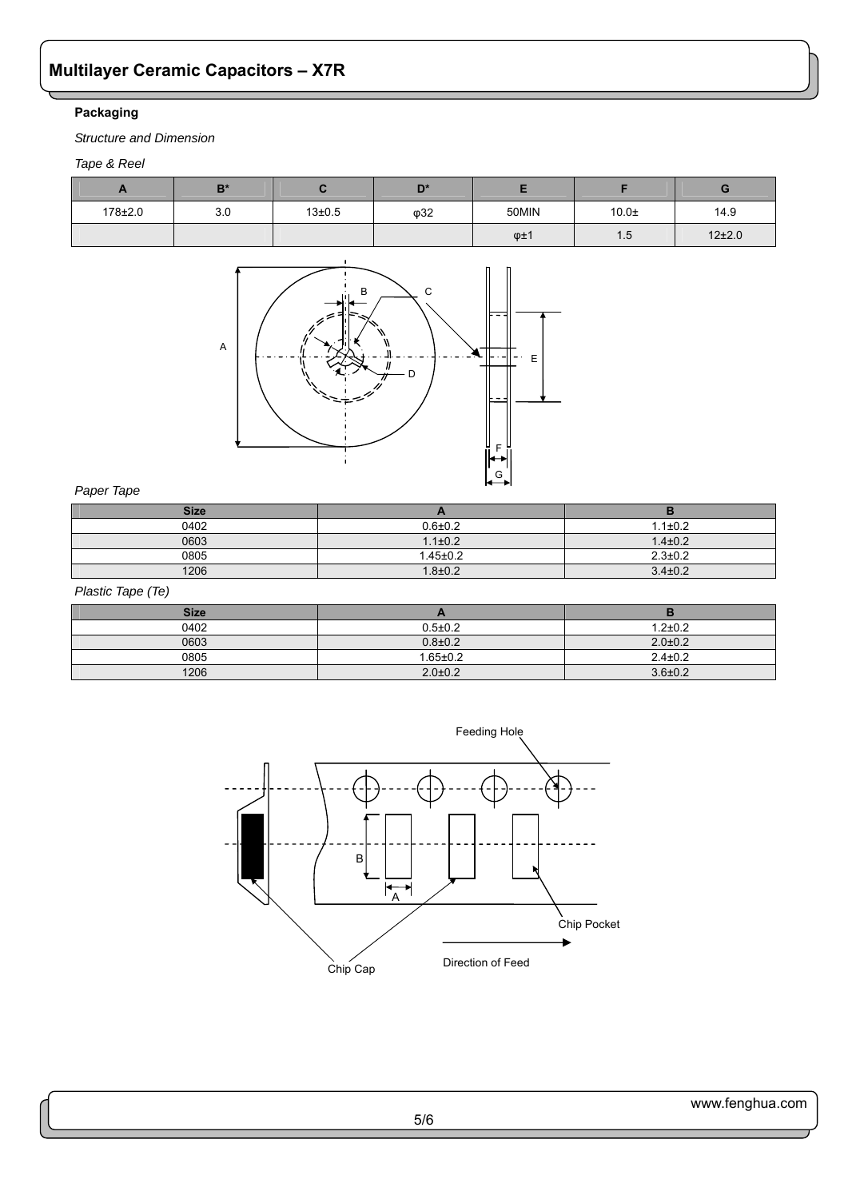## Multilayer Ceramic Capacitors – X7R

**Packaging**

*Structure and Dimension*

*Tape & Reel*

| A | B* | C | D* | E | F | G |
|---|---|---|---|---|---|---|
| 178±2.0 | 3.0 | 13±0.5 | φ32 | 50MIN | 10.0± | 14.9 |
| | | | | φ±1 | 1.5 | 12±2.0 |

*Paper Tape*

| Size | A | B |
|---|---|---|
| 0402 | 0.6±0.2 | 1.1±0.2 |
| 0603 | 1.1±0.2 | 1.4±0.2 |
| 0805 | 1.45±0.2 | 2.3±0.2 |
| 1206 | 1.8±0.2 | 3.4±0.2 |

*Plastic Tape (Te)*

| Size | A | B |
|---|---|---|
| 0402 | 0.5±0.2 | 1.2±0.2 |
| 0603 | 0.8±0.2 | 2.0±0.2 |
| 0805 | 1.65±0.2 | 2.4±0.2 |
| 1206 | 2.0±0.2 | 3.6±0.2 |

www.fenghua.com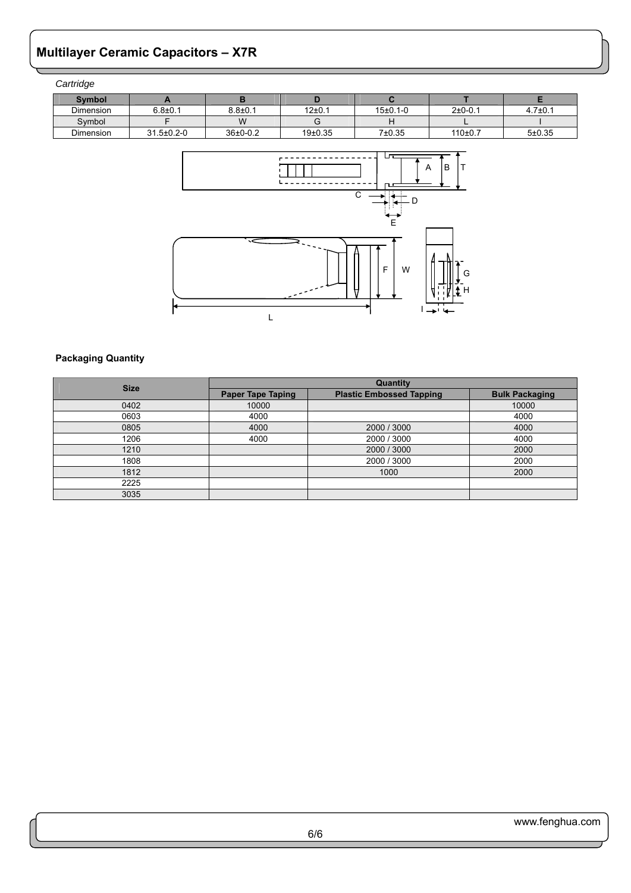## Multilayer Ceramic Capacitors – X7R

*Cartridge*

| Symbol | A | B | D | C | T | E |
|---|---|---|---|---|---|---|
| Dimension | 6.8±0.1 | 8.8±0.1 | 12±0.1 | 15±0.1-0 | 2±0-0.1 | 4.7±0.1 |
| Symbol | F | W | G | H | L | I |
| Dimension | 31.5±0.2-0 | 36±0-0.2 | 19±0.35 | 7±0.35 | 110±0.7 | 5±0.35 |

A
B
T
C
D
E
F
W
G
H
I
L

**Packaging Quantity**

| Size | Quantity | | |
|---|---|---|---|
| | Paper Tape Taping | Plastic Embossed Tapping | Bulk Packaging |
| 0402 | 10000 | | 10000 |
| 0603 | 4000 | | 4000 |
| 0805 | 4000 | 2000 / 3000 | 4000 |
| 1206 | 4000 | 2000 / 3000 | 4000 |
| 1210 | | 2000 / 3000 | 2000 |
| 1808 | | 2000 / 3000 | 2000 |
| 1812 | | 1000 | 2000 |
| 2225 | | | |
| 3035 | | | |

www.fenghua.com